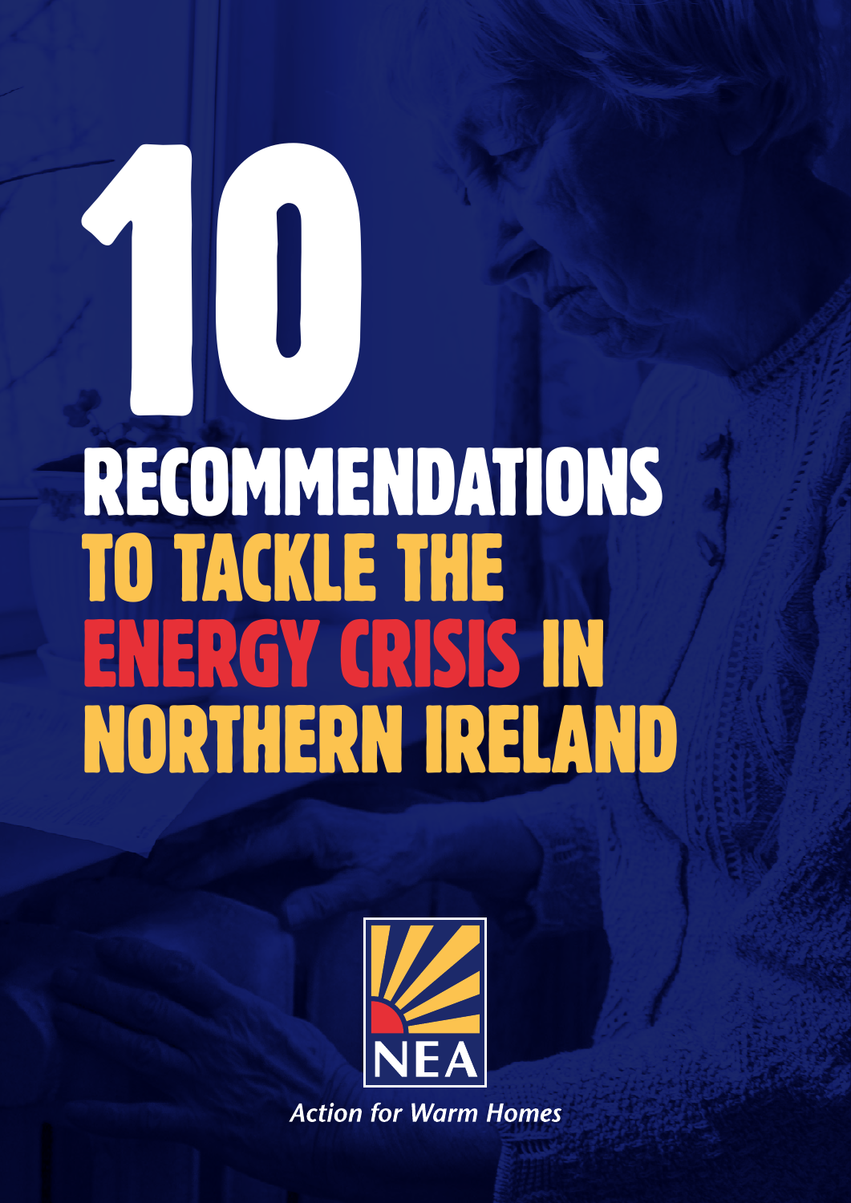# 10 RECOMMENDATIONS TO TACKLE THE ENERGY CRISIS IN NORTHERN IRELAND

NEA

*Action for Warm Homes*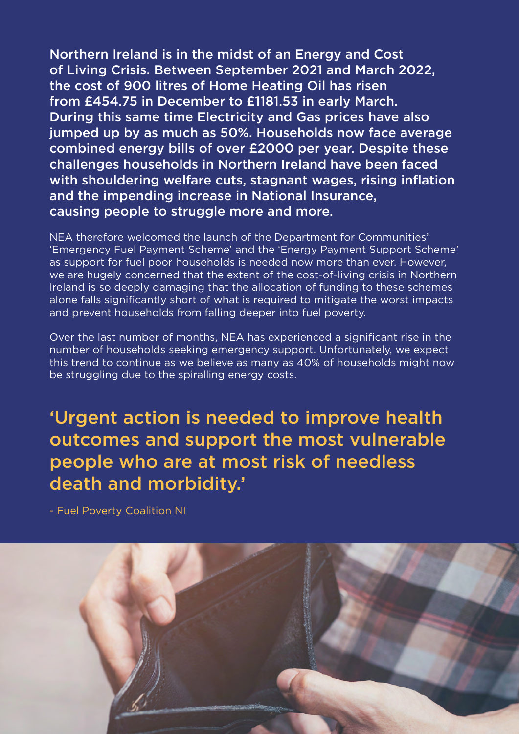**Northern Ireland is in the midst of an Energy and Cost of Living Crisis. Between September 2021 and March 2022, the cost of 900 litres of Home Heating Oil has risen from £454.75 in December to £1181.53 in early March. During this same time Electricity and Gas prices have also jumped up by as much as 50%. Households now face average combined energy bills of over £2000 per year. Despite these challenges households in Northern Ireland have been faced with shouldering welfare cuts, stagnant wages, rising inflation and the impending increase in National Insurance, causing people to struggle more and more.**

NEA therefore welcomed the launch of the Department for Communities' 'Emergency Fuel Payment Scheme' and the 'Energy Payment Support Scheme' as support for fuel poor households is needed now more than ever. However, we are hugely concerned that the extent of the cost-of-living crisis in Northern Ireland is so deeply damaging that the allocation of funding to these schemes alone falls significantly short of what is required to mitigate the worst impacts and prevent households from falling deeper into fuel poverty.

Over the last number of months, NEA has experienced a significant rise in the number of households seeking emergency support. Unfortunately, we expect this trend to continue as we believe as many as 40% of households might now be struggling due to the spiralling energy costs.

> 'Urgent action is needed to improve health outcomes and support the most vulnerable people who are at most risk of needless death and morbidity.'
>
> \- Fuel Poverty Coalition NI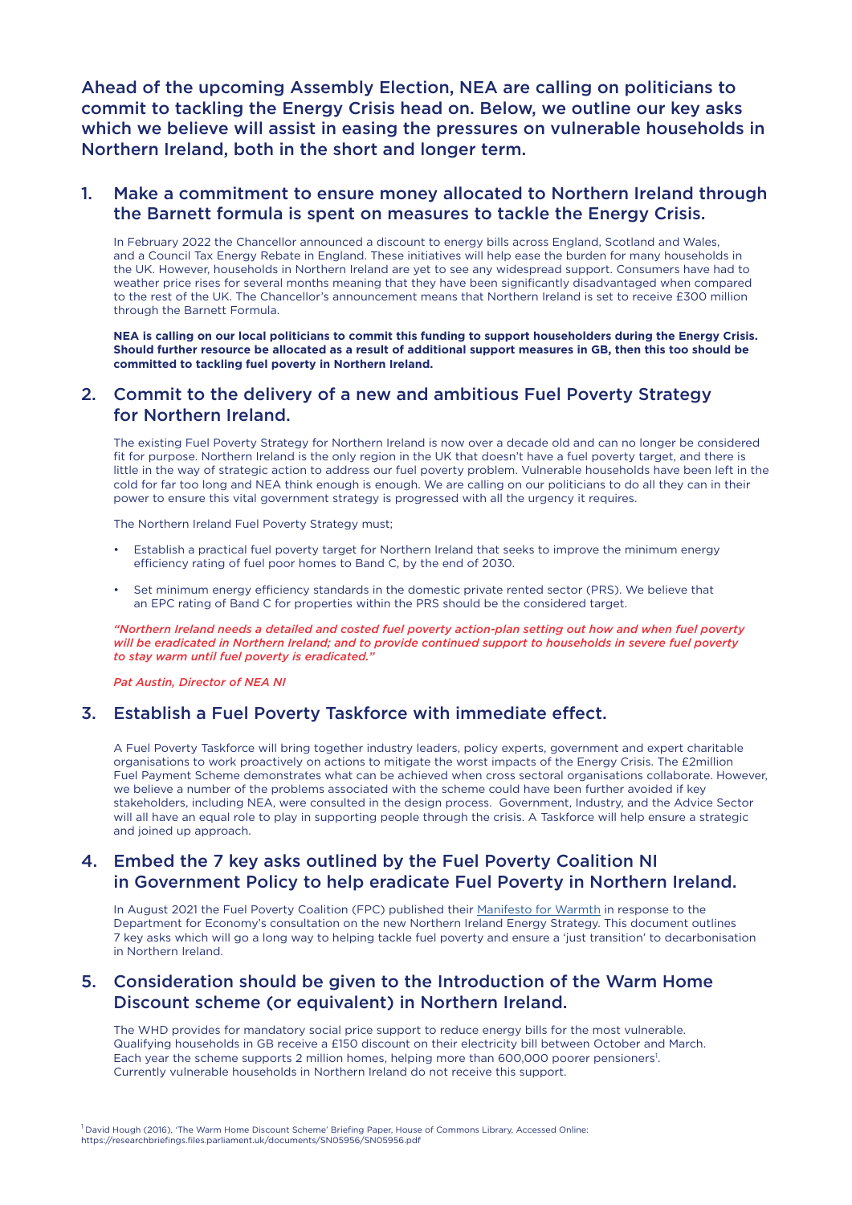**Ahead of the upcoming Assembly Election, NEA are calling on politicians to commit to tackling the Energy Crisis head on. Below, we outline our key asks which we believe will assist in easing the pressures on vulnerable households in Northern Ireland, both in the short and longer term.**

## 1. Make a commitment to ensure money allocated to Northern Ireland through the Barnett formula is spent on measures to tackle the Energy Crisis.

In February 2022 the Chancellor announced a discount to energy bills across England, Scotland and Wales, and a Council Tax Energy Rebate in England. These initiatives will help ease the burden for many households in the UK. However, households in Northern Ireland are yet to see any widespread support. Consumers have had to weather price rises for several months meaning that they have been significantly disadvantaged when compared to the rest of the UK. The Chancellor's announcement means that Northern Ireland is set to receive £300 million through the Barnett Formula.

**NEA is calling on our local politicians to commit this funding to support householders during the Energy Crisis. Should further resource be allocated as a result of additional support measures in GB, then this too should be committed to tackling fuel poverty in Northern Ireland.**

## 2. Commit to the delivery of a new and ambitious Fuel Poverty Strategy for Northern Ireland.

The existing Fuel Poverty Strategy for Northern Ireland is now over a decade old and can no longer be considered fit for purpose. Northern Ireland is the only region in the UK that doesn't have a fuel poverty target, and there is little in the way of strategic action to address our fuel poverty problem. Vulnerable households have been left in the cold for far too long and NEA think enough is enough. We are calling on our politicians to do all they can in their power to ensure this vital government strategy is progressed with all the urgency it requires.

The Northern Ireland Fuel Poverty Strategy must;

- Establish a practical fuel poverty target for Northern Ireland that seeks to improve the minimum energy efficiency rating of fuel poor homes to Band C, by the end of 2030.
- Set minimum energy efficiency standards in the domestic private rented sector (PRS). We believe that an EPC rating of Band C for properties within the PRS should be the considered target.

***"Northern Ireland needs a detailed and costed fuel poverty action-plan setting out how and when fuel poverty will be eradicated in Northern Ireland; and to provide continued support to households in severe fuel poverty to stay warm until fuel poverty is eradicated."***

***Pat Austin, Director of NEA NI***

## 3. Establish a Fuel Poverty Taskforce with immediate effect.

A Fuel Poverty Taskforce will bring together industry leaders, policy experts, government and expert charitable organisations to work proactively on actions to mitigate the worst impacts of the Energy Crisis. The £2million Fuel Payment Scheme demonstrates what can be achieved when cross sectoral organisations collaborate. However, we believe a number of the problems associated with the scheme could have been further avoided if key stakeholders, including NEA, were consulted in the design process. Government, Industry, and the Advice Sector will all have an equal role to play in supporting people through the crisis. A Taskforce will help ensure a strategic and joined up approach.

## 4. Embed the 7 key asks outlined by the Fuel Poverty Coalition NI in Government Policy to help eradicate Fuel Poverty in Northern Ireland.

In August 2021 the Fuel Poverty Coalition (FPC) published their Manifesto for Warmth in response to the Department for Economy's consultation on the new Northern Ireland Energy Strategy. This document outlines 7 key asks which will go a long way to helping tackle fuel poverty and ensure a 'just transition' to decarbonisation in Northern Ireland.

## 5. Consideration should be given to the Introduction of the Warm Home Discount scheme (or equivalent) in Northern Ireland.

The WHD provides for mandatory social price support to reduce energy bills for the most vulnerable. Qualifying households in GB receive a £150 discount on their electricity bill between October and March. Each year the scheme supports 2 million homes, helping more than 600,000 poorer pensioners[1]. Currently vulnerable households in Northern Ireland do not receive this support.

[1] David Hough (2016), 'The Warm Home Discount Scheme' Briefing Paper, House of Commons Library, Accessed Online: https://researchbriefings.files.parliament.uk/documents/SN05956/SN05956.pdf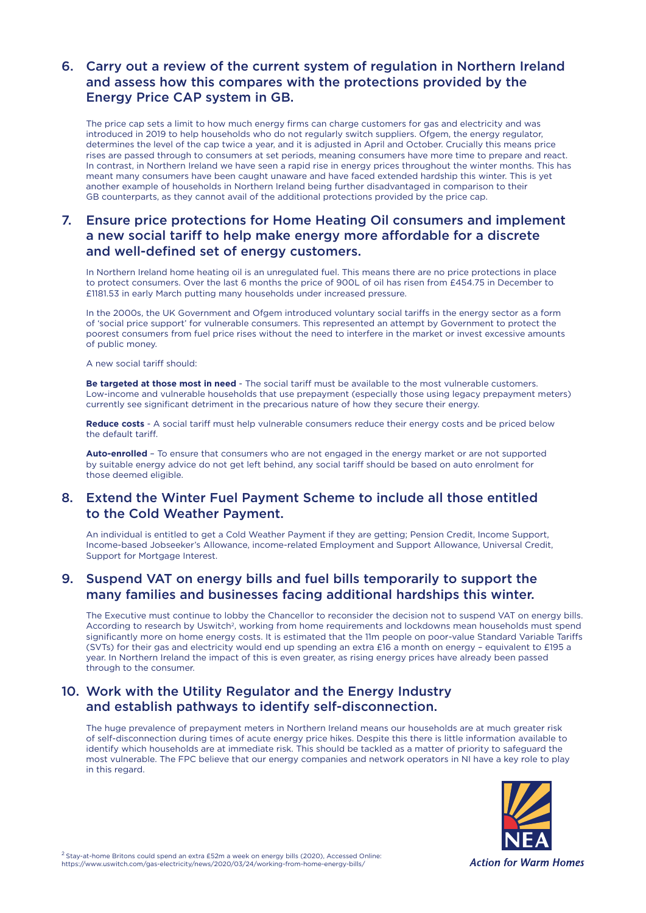## 6. Carry out a review of the current system of regulation in Northern Ireland and assess how this compares with the protections provided by the Energy Price CAP system in GB.

The price cap sets a limit to how much energy firms can charge customers for gas and electricity and was introduced in 2019 to help households who do not regularly switch suppliers. Ofgem, the energy regulator, determines the level of the cap twice a year, and it is adjusted in April and October. Crucially this means price rises are passed through to consumers at set periods, meaning consumers have more time to prepare and react. In contrast, in Northern Ireland we have seen a rapid rise in energy prices throughout the winter months. This has meant many consumers have been caught unaware and have faced extended hardship this winter. This is yet another example of households in Northern Ireland being further disadvantaged in comparison to their GB counterparts, as they cannot avail of the additional protections provided by the price cap.

## 7. Ensure price protections for Home Heating Oil consumers and implement a new social tariff to help make energy more affordable for a discrete and well-defined set of energy customers.

In Northern Ireland home heating oil is an unregulated fuel. This means there are no price protections in place to protect consumers. Over the last 6 months the price of 900L of oil has risen from £454.75 in December to £1181.53 in early March putting many households under increased pressure.

In the 2000s, the UK Government and Ofgem introduced voluntary social tariffs in the energy sector as a form of 'social price support' for vulnerable consumers. This represented an attempt by Government to protect the poorest consumers from fuel price rises without the need to interfere in the market or invest excessive amounts of public money.

A new social tariff should:

**Be targeted at those most in need** - The social tariff must be available to the most vulnerable customers. Low-income and vulnerable households that use prepayment (especially those using legacy prepayment meters) currently see significant detriment in the precarious nature of how they secure their energy.

**Reduce costs** - A social tariff must help vulnerable consumers reduce their energy costs and be priced below the default tariff.

**Auto-enrolled** – To ensure that consumers who are not engaged in the energy market or are not supported by suitable energy advice do not get left behind, any social tariff should be based on auto enrolment for those deemed eligible.

## 8. Extend the Winter Fuel Payment Scheme to include all those entitled to the Cold Weather Payment.

An individual is entitled to get a Cold Weather Payment if they are getting; Pension Credit, Income Support, Income-based Jobseeker's Allowance, income-related Employment and Support Allowance, Universal Credit, Support for Mortgage Interest.

## 9. Suspend VAT on energy bills and fuel bills temporarily to support the many families and businesses facing additional hardships this winter.

The Executive must continue to lobby the Chancellor to reconsider the decision not to suspend VAT on energy bills. According to research by Uswitch[2], working from home requirements and lockdowns mean households must spend significantly more on home energy costs. It is estimated that the 11m people on poor-value Standard Variable Tariffs (SVTs) for their gas and electricity would end up spending an extra £16 a month on energy – equivalent to £195 a year. In Northern Ireland the impact of this is even greater, as rising energy prices have already been passed through to the consumer.

## 10. Work with the Utility Regulator and the Energy Industry and establish pathways to identify self-disconnection.

The huge prevalence of prepayment meters in Northern Ireland means our households are at much greater risk of self-disconnection during times of acute energy price hikes. Despite this there is little information available to identify which households are at immediate risk. This should be tackled as a matter of priority to safeguard the most vulnerable. The FPC believe that our energy companies and network operators in NI have a key role to play in this regard.

NEA

*Action for Warm Homes*

[2] Stay-at-home Britons could spend an extra £52m a week on energy bills (2020), Accessed Online: https://www.uswitch.com/gas-electricity/news/2020/03/24/working-from-home-energy-bills/